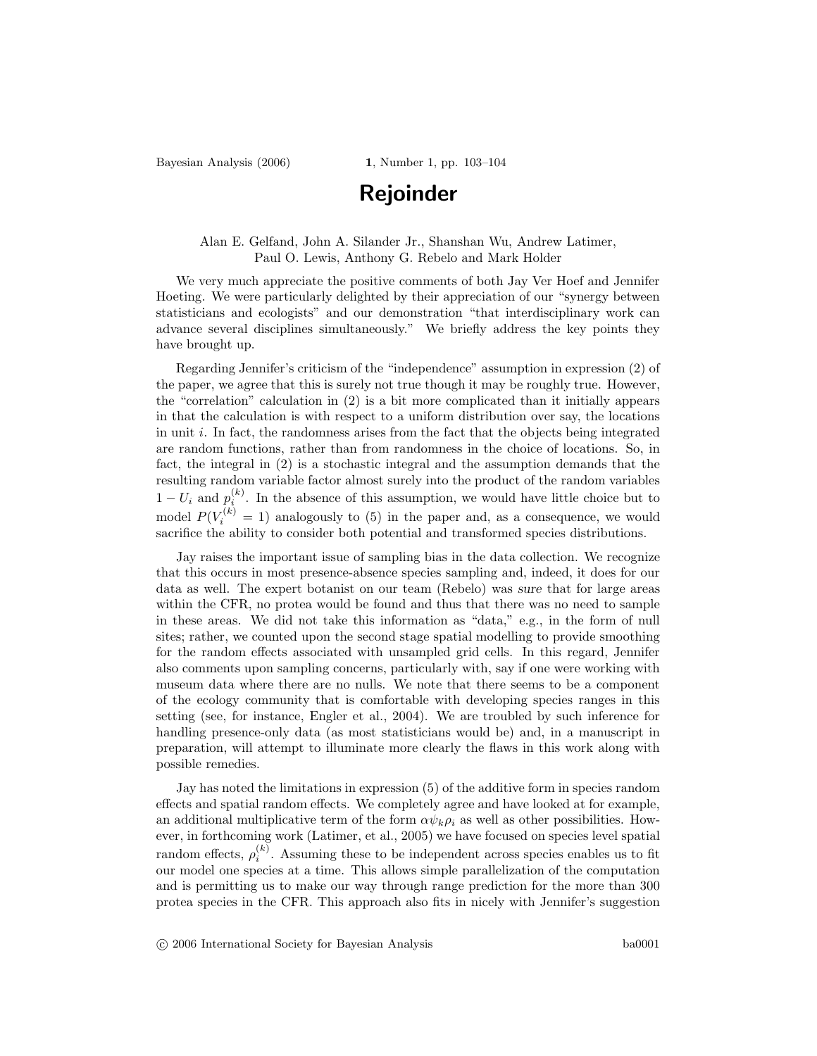# Rejoinder

Alan E. Gelfand, John A. Silander Jr., Shanshan Wu, Andrew Latimer, Paul O. Lewis, Anthony G. Rebelo and Mark Holder

We very much appreciate the positive comments of both Jay Ver Hoef and Jennifer Hoeting. We were particularly delighted by their appreciation of our "synergy between statisticians and ecologists" and our demonstration "that interdisciplinary work can advance several disciplines simultaneously." We briefly address the key points they have brought up.

Regarding Jennifer's criticism of the "independence" assumption in expression (2) of the paper, we agree that this is surely not true though it may be roughly true. However, the "correlation" calculation in (2) is a bit more complicated than it initially appears in that the calculation is with respect to a uniform distribution over say, the locations in unit $i$. In fact, the randomness arises from the fact that the objects being integrated are random functions, rather than from randomness in the choice of locations. So, in fact, the integral in (2) is a stochastic integral and the assumption demands that the resulting random variable factor almost surely into the product of the random variables $1 - U_i$ and $p_i^{(k)}$. In the absence of this assumption, we would have little choice but to model $P(V_i^{(k)} = 1)$ analogously to (5) in the paper and, as a consequence, we would sacrifice the ability to consider both potential and transformed species distributions.

Jay raises the important issue of sampling bias in the data collection. We recognize that this occurs in most presence-absence species sampling and, indeed, it does for our data as well. The expert botanist on our team (Rebelo) was *sure* that for large areas within the CFR, no protea would be found and thus that there was no need to sample in these areas. We did not take this information as "data," e.g., in the form of null sites; rather, we counted upon the second stage spatial modelling to provide smoothing for the random effects associated with unsampled grid cells. In this regard, Jennifer also comments upon sampling concerns, particularly with, say if one were working with museum data where there are no nulls. We note that there seems to be a component of the ecology community that is comfortable with developing species ranges in this setting (see, for instance, Engler et al., 2004). We are troubled by such inference for handling presence-only data (as most statisticians would be) and, in a manuscript in preparation, will attempt to illuminate more clearly the flaws in this work along with possible remedies.

Jay has noted the limitations in expression (5) of the additive form in species random effects and spatial random effects. We completely agree and have looked at for example, an additional multiplicative term of the form $\alpha\psi_k\rho_i$ as well as other possibilities. However, in forthcoming work (Latimer, et al., 2005) we have focused on species level spatial random effects, $\rho_i^{(k)}$. Assuming these to be independent across species enables us to fit our model one species at a time. This allows simple parallelization of the computation and is permitting us to make our way through range prediction for the more than 300 protea species in the CFR. This approach also fits in nicely with Jennifer's suggestion

© 2006 International Society for Bayesian Analysis ba0001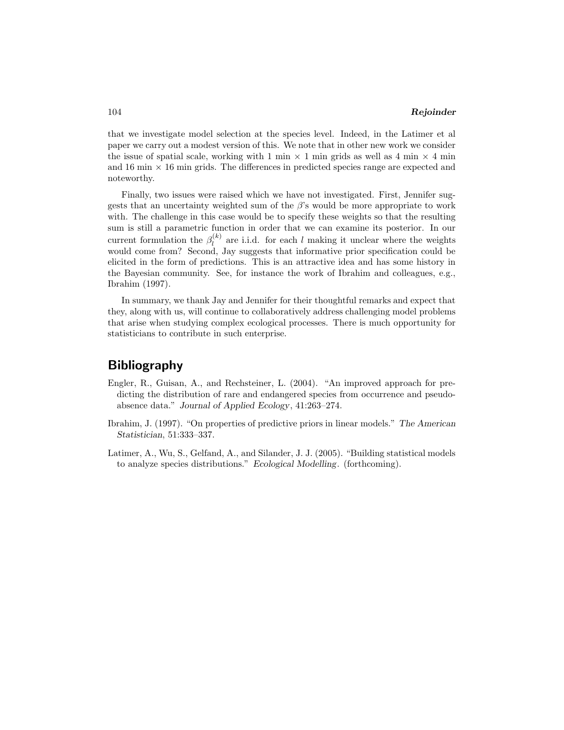that we investigate model selection at the species level. Indeed, in the Latimer et al paper we carry out a modest version of this. We note that in other new work we consider the issue of spatial scale, working with 1 min $\times$ 1 min grids as well as 4 min $\times$ 4 min and 16 min $\times$ 16 min grids. The differences in predicted species range are expected and noteworthy.

Finally, two issues were raised which we have not investigated. First, Jennifer suggests that an uncertainty weighted sum of the $\beta$'s would be more appropriate to work with. The challenge in this case would be to specify these weights so that the resulting sum is still a parametric function in order that we can examine its posterior. In our current formulation the $\beta_l^{(k)}$ are i.i.d. for each $l$ making it unclear where the weights would come from? Second, Jay suggests that informative prior specification could be elicited in the form of predictions. This is an attractive idea and has some history in the Bayesian community. See, for instance the work of Ibrahim and colleagues, e.g., Ibrahim (1997).

In summary, we thank Jay and Jennifer for their thoughtful remarks and expect that they, along with us, will continue to collaboratively address challenging model problems that arise when studying complex ecological processes. There is much opportunity for statisticians to contribute in such enterprise.

## Bibliography

Engler, R., Guisan, A., and Rechsteiner, L. (2004). "An improved approach for predicting the distribution of rare and endangered species from occurrence and pseudo-absence data." *Journal of Applied Ecology*, 41:263–274.

Ibrahim, J. (1997). "On properties of predictive priors in linear models." *The American Statistician*, 51:333–337.

Latimer, A., Wu, S., Gelfand, A., and Silander, J. J. (2005). "Building statistical models to analyze species distributions." *Ecological Modelling*. (forthcoming).